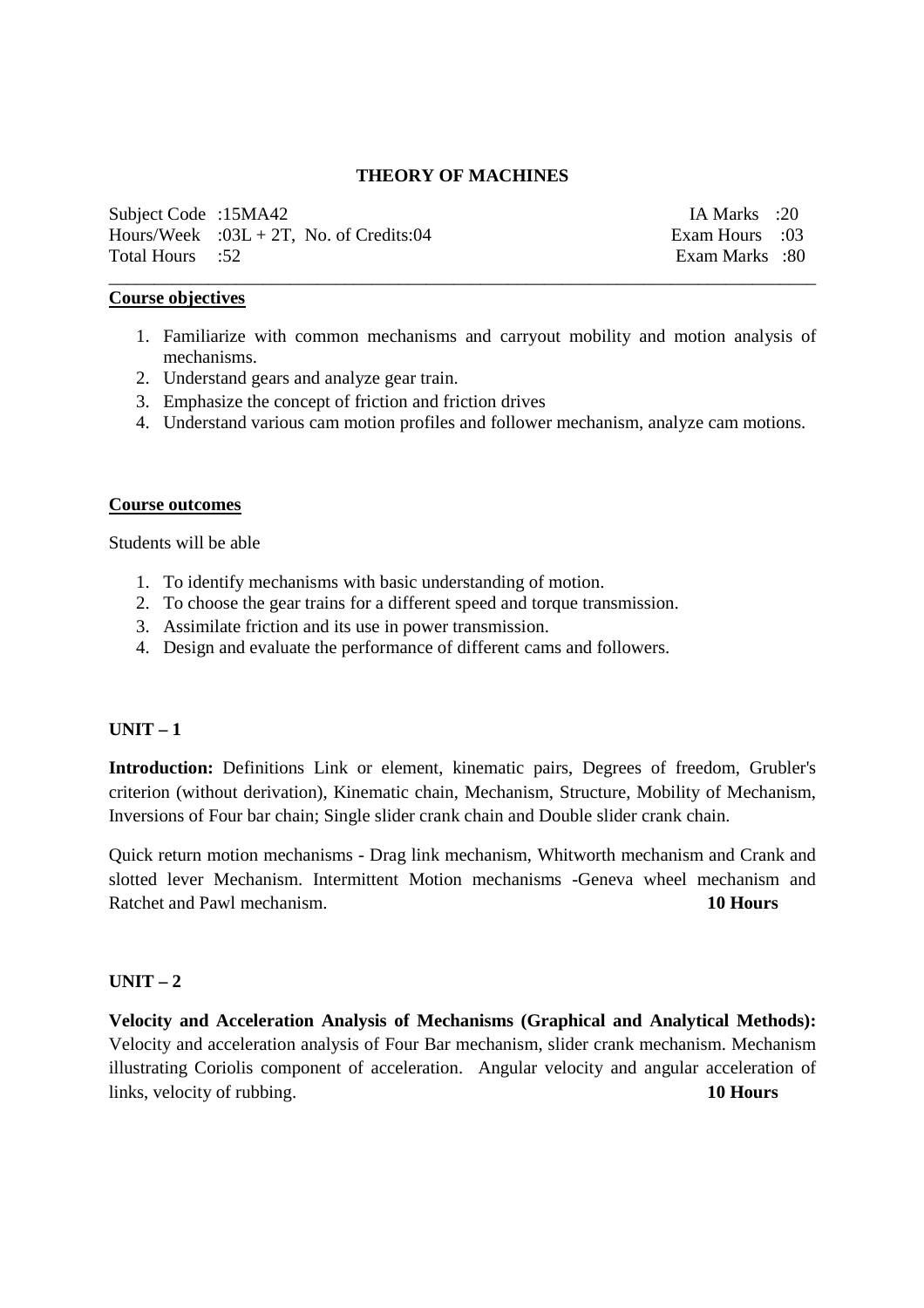# THEORY OF MACHINES

| | | | |
|---|---|---|---|
| Subject Code | :15MA42 | IA Marks | :20 |
| Hours/Week | :03L + 2T, No. of Credits:04 | Exam Hours | :03 |
| Total Hours | :52 | Exam Marks | :80 |

---

**Course objectives**

1. Familiarize with common mechanisms and carryout mobility and motion analysis of mechanisms.
2. Understand gears and analyze gear train.
3. Emphasize the concept of friction and friction drives
4. Understand various cam motion profiles and follower mechanism, analyze cam motions.

**Course outcomes**

Students will be able

1. To identify mechanisms with basic understanding of motion.
2. To choose the gear trains for a different speed and torque transmission.
3. Assimilate friction and its use in power transmission.
4. Design and evaluate the performance of different cams and followers.

**UNIT – 1**

**Introduction:** Definitions Link or element, kinematic pairs, Degrees of freedom, Grubler's criterion (without derivation), Kinematic chain, Mechanism, Structure, Mobility of Mechanism, Inversions of Four bar chain; Single slider crank chain and Double slider crank chain.

Quick return motion mechanisms - Drag link mechanism, Whitworth mechanism and Crank and slotted lever Mechanism. Intermittent Motion mechanisms -Geneva wheel mechanism and Ratchet and Pawl mechanism. **10 Hours**

**UNIT – 2**

**Velocity and Acceleration Analysis of Mechanisms (Graphical and Analytical Methods):** Velocity and acceleration analysis of Four Bar mechanism, slider crank mechanism. Mechanism illustrating Coriolis component of acceleration. Angular velocity and angular acceleration of links, velocity of rubbing. **10 Hours**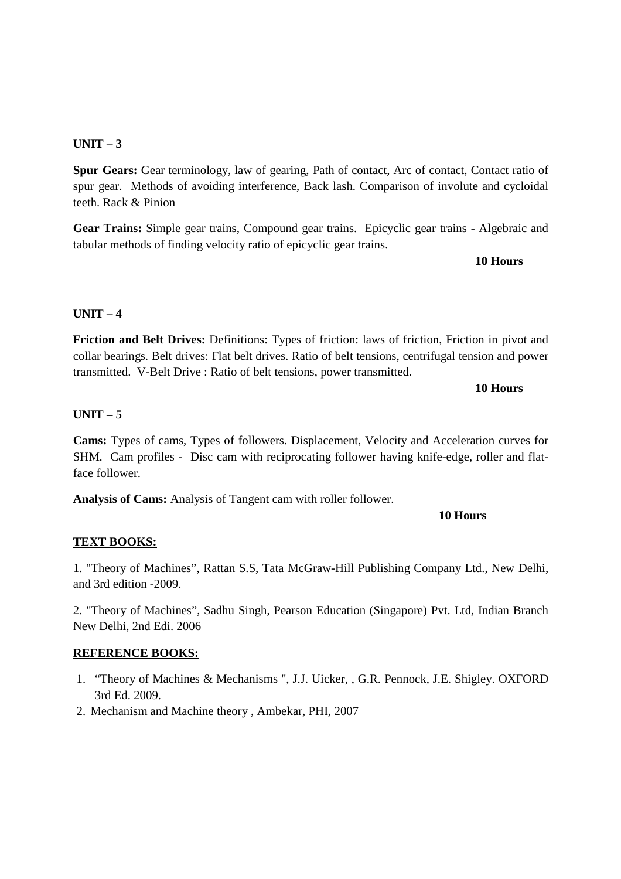**UNIT – 3**

**Spur Gears:** Gear terminology, law of gearing, Path of contact, Arc of contact, Contact ratio of spur gear. Methods of avoiding interference, Back lash. Comparison of involute and cycloidal teeth. Rack & Pinion

**Gear Trains:** Simple gear trains, Compound gear trains. Epicyclic gear trains - Algebraic and tabular methods of finding velocity ratio of epicyclic gear trains.

**10 Hours**

**UNIT – 4**

**Friction and Belt Drives:** Definitions: Types of friction: laws of friction, Friction in pivot and collar bearings. Belt drives: Flat belt drives. Ratio of belt tensions, centrifugal tension and power transmitted. V-Belt Drive : Ratio of belt tensions, power transmitted.

**10 Hours**

**UNIT – 5**

**Cams:** Types of cams, Types of followers. Displacement, Velocity and Acceleration curves for SHM. Cam profiles - Disc cam with reciprocating follower having knife-edge, roller and flat-face follower.

**Analysis of Cams:** Analysis of Tangent cam with roller follower.

**10 Hours**

**TEXT BOOKS:**

1. "Theory of Machines", Rattan S.S, Tata McGraw-Hill Publishing Company Ltd., New Delhi, and 3rd edition -2009.

2. "Theory of Machines", Sadhu Singh, Pearson Education (Singapore) Pvt. Ltd, Indian Branch New Delhi, 2nd Edi. 2006

**REFERENCE BOOKS:**

1. "Theory of Machines & Mechanisms ", J.J. Uicker, , G.R. Pennock, J.E. Shigley. OXFORD 3rd Ed. 2009.
2. Mechanism and Machine theory , Ambekar, PHI, 2007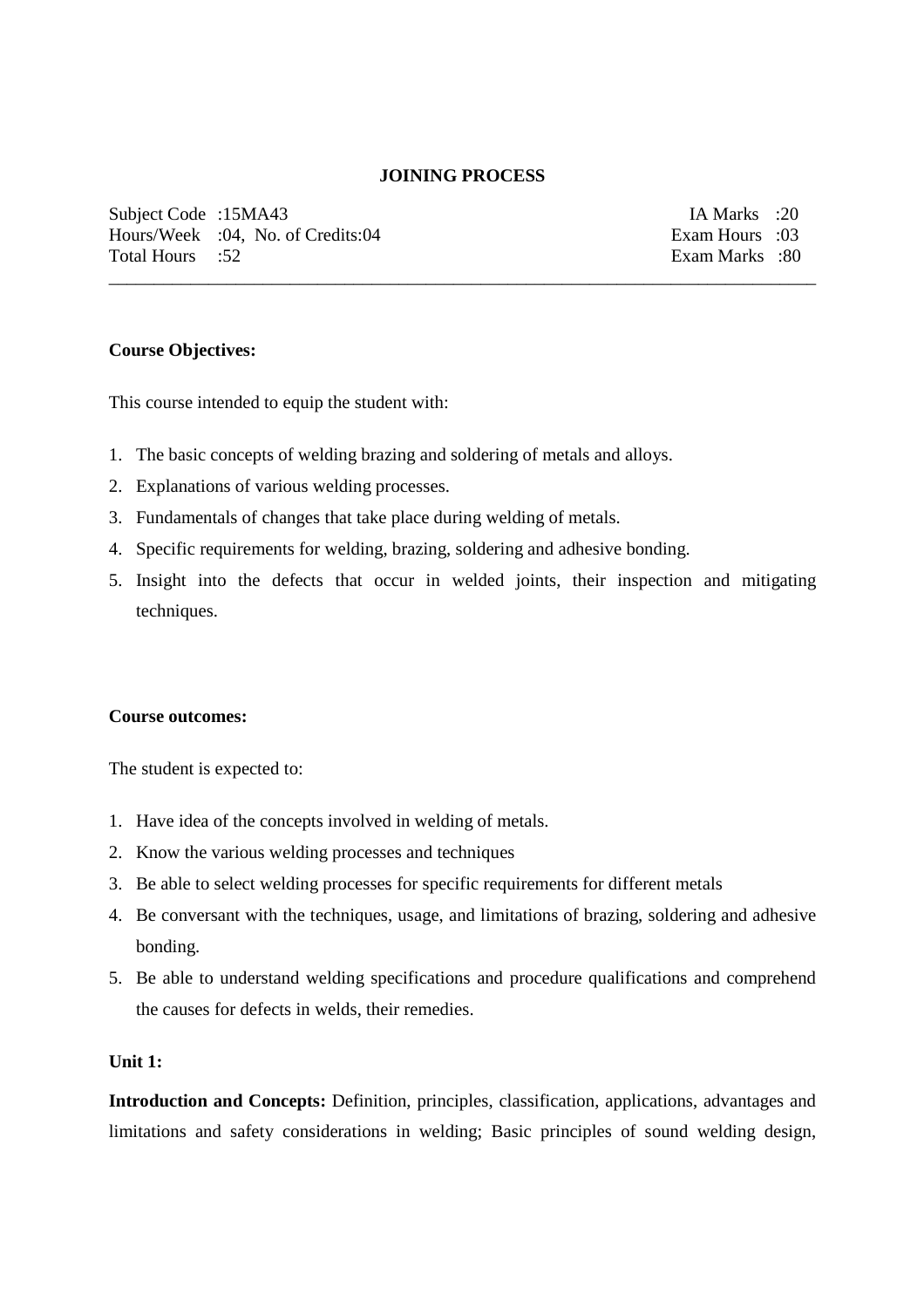**JOINING PROCESS**

| | | |
|---|---|---|
| Subject Code :15MA43 | | IA Marks :20 |
| Hours/Week :04, No. of Credits:04 | | Exam Hours :03 |
| Total Hours :52 | | Exam Marks :80 |

---

**Course Objectives:**

This course intended to equip the student with:

1. The basic concepts of welding brazing and soldering of metals and alloys.
2. Explanations of various welding processes.
3. Fundamentals of changes that take place during welding of metals.
4. Specific requirements for welding, brazing, soldering and adhesive bonding.
5. Insight into the defects that occur in welded joints, their inspection and mitigating techniques.

**Course outcomes:**

The student is expected to:

1. Have idea of the concepts involved in welding of metals.
2. Know the various welding processes and techniques
3. Be able to select welding processes for specific requirements for different metals
4. Be conversant with the techniques, usage, and limitations of brazing, soldering and adhesive bonding.
5. Be able to understand welding specifications and procedure qualifications and comprehend the causes for defects in welds, their remedies.

**Unit 1:**

**Introduction and Concepts:** Definition, principles, classification, applications, advantages and limitations and safety considerations in welding; Basic principles of sound welding design,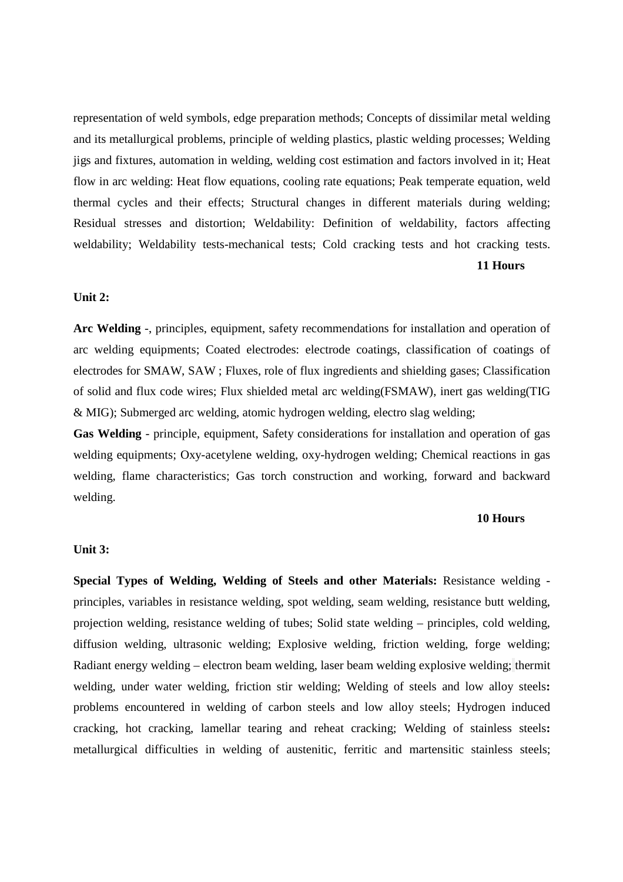representation of weld symbols, edge preparation methods; Concepts of dissimilar metal welding and its metallurgical problems, principle of welding plastics, plastic welding processes; Welding jigs and fixtures, automation in welding, welding cost estimation and factors involved in it; Heat flow in arc welding: Heat flow equations, cooling rate equations; Peak temperate equation, weld thermal cycles and their effects; Structural changes in different materials during welding; Residual stresses and distortion; Weldability: Definition of weldability, factors affecting weldability; Weldability tests-mechanical tests; Cold cracking tests and hot cracking tests.

**11 Hours**

**Unit 2:**

**Arc Welding** -, principles, equipment, safety recommendations for installation and operation of arc welding equipments; Coated electrodes: electrode coatings, classification of coatings of electrodes for SMAW, SAW ; Fluxes, role of flux ingredients and shielding gases; Classification of solid and flux code wires; Flux shielded metal arc welding(FSMAW), inert gas welding(TIG & MIG); Submerged arc welding, atomic hydrogen welding, electro slag welding;

**Gas Welding** - principle, equipment, Safety considerations for installation and operation of gas welding equipments; Oxy-acetylene welding, oxy-hydrogen welding; Chemical reactions in gas welding, flame characteristics; Gas torch construction and working, forward and backward welding.

**10 Hours**

**Unit 3:**

**Special Types of Welding, Welding of Steels and other Materials:** Resistance welding - principles, variables in resistance welding, spot welding, seam welding, resistance butt welding, projection welding, resistance welding of tubes; Solid state welding – principles, cold welding, diffusion welding, ultrasonic welding; Explosive welding, friction welding, forge welding; Radiant energy welding – electron beam welding, laser beam welding explosive welding; thermit welding, under water welding, friction stir welding; Welding of steels and low alloy steels**:** problems encountered in welding of carbon steels and low alloy steels; Hydrogen induced cracking, hot cracking, lamellar tearing and reheat cracking; Welding of stainless steels**:** metallurgical difficulties in welding of austenitic, ferritic and martensitic stainless steels;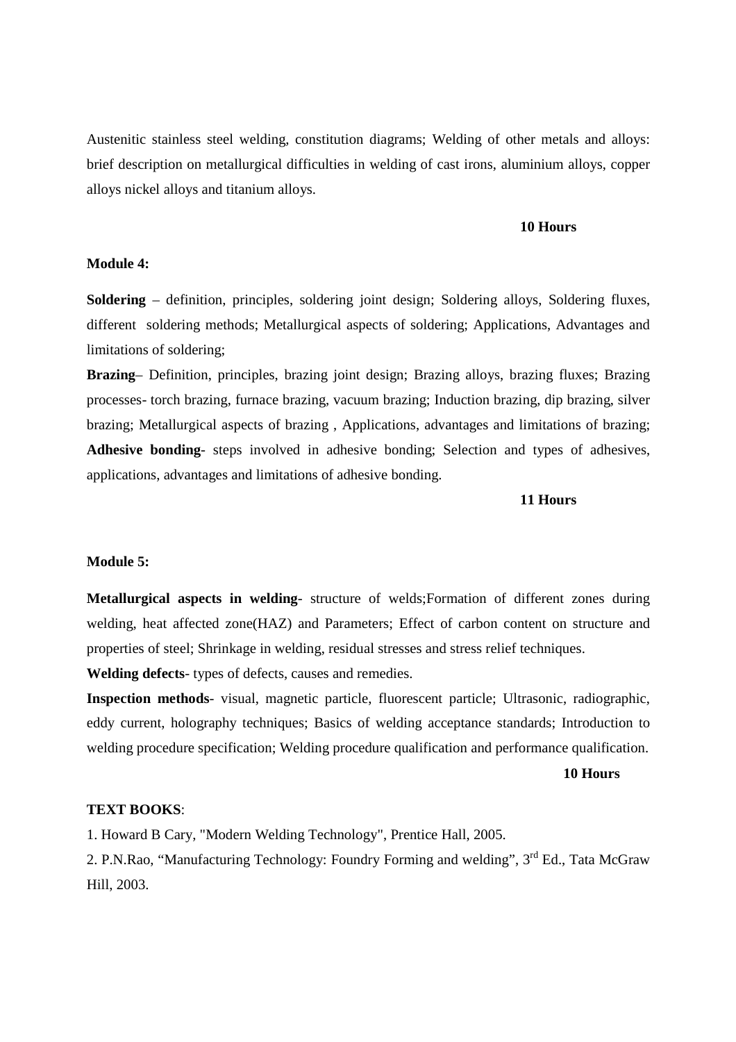Austenitic stainless steel welding, constitution diagrams; Welding of other metals and alloys: brief description on metallurgical difficulties in welding of cast irons, aluminium alloys, copper alloys nickel alloys and titanium alloys.

**10 Hours**

**Module 4:**

**Soldering** – definition, principles, soldering joint design; Soldering alloys, Soldering fluxes, different soldering methods; Metallurgical aspects of soldering; Applications, Advantages and limitations of soldering;

**Brazing**– Definition, principles, brazing joint design; Brazing alloys, brazing fluxes; Brazing processes- torch brazing, furnace brazing, vacuum brazing; Induction brazing, dip brazing, silver brazing; Metallurgical aspects of brazing , Applications, advantages and limitations of brazing; **Adhesive bonding**- steps involved in adhesive bonding; Selection and types of adhesives, applications, advantages and limitations of adhesive bonding.

**11 Hours**

**Module 5:**

**Metallurgical aspects in welding**- structure of welds;Formation of different zones during welding, heat affected zone(HAZ) and Parameters; Effect of carbon content on structure and properties of steel; Shrinkage in welding, residual stresses and stress relief techniques.

**Welding defects**- types of defects, causes and remedies.

**Inspection methods**- visual, magnetic particle, fluorescent particle; Ultrasonic, radiographic, eddy current, holography techniques; Basics of welding acceptance standards; Introduction to welding procedure specification; Welding procedure qualification and performance qualification.

**10 Hours**

**TEXT BOOKS**:

1. Howard B Cary, "Modern Welding Technology", Prentice Hall, 2005.
2. P.N.Rao, "Manufacturing Technology: Foundry Forming and welding", 3rd Ed., Tata McGraw Hill, 2003.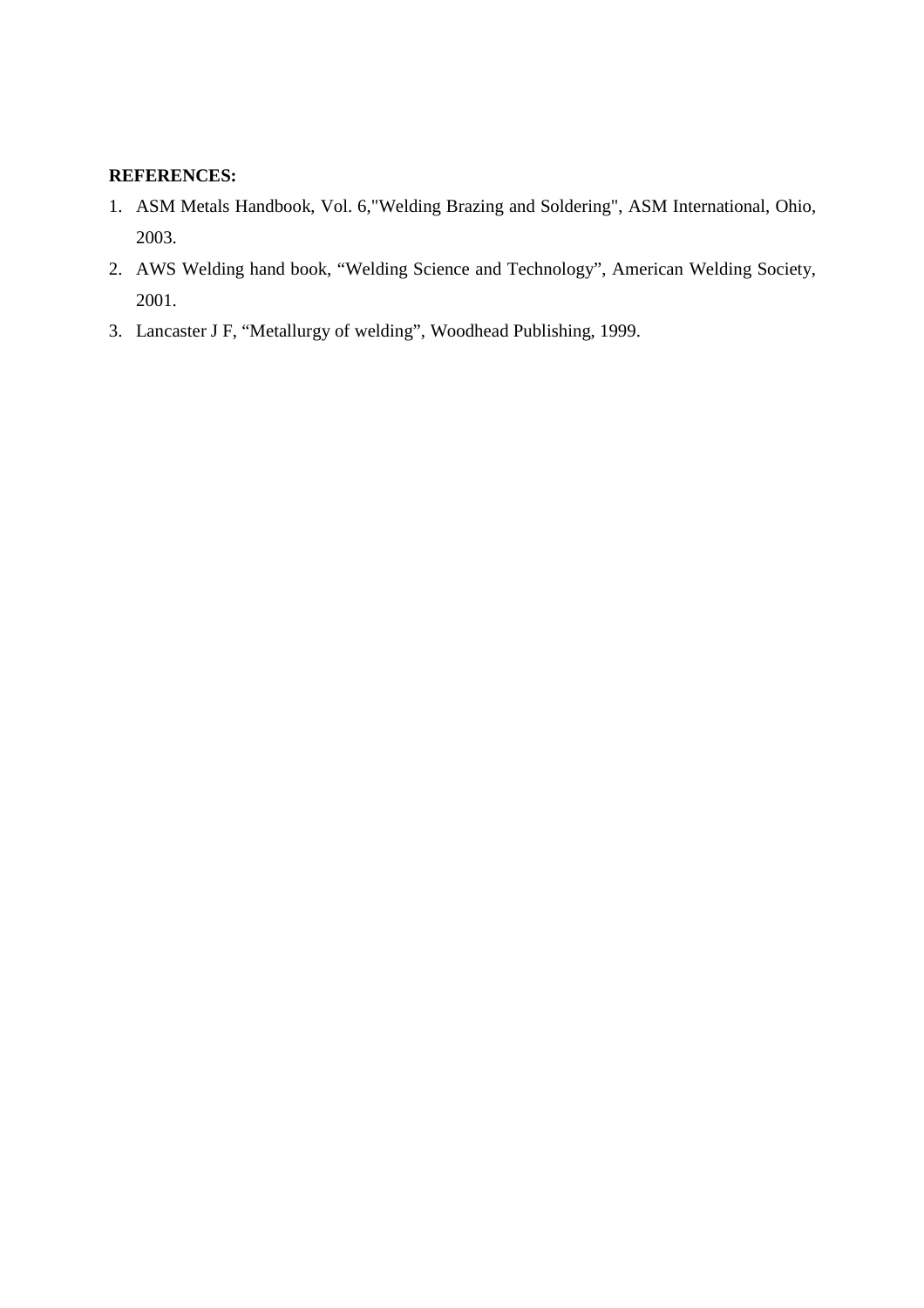**REFERENCES:**

1. ASM Metals Handbook, Vol. 6,"Welding Brazing and Soldering", ASM International, Ohio, 2003.
2. AWS Welding hand book, "Welding Science and Technology", American Welding Society, 2001.
3. Lancaster J F, "Metallurgy of welding", Woodhead Publishing, 1999.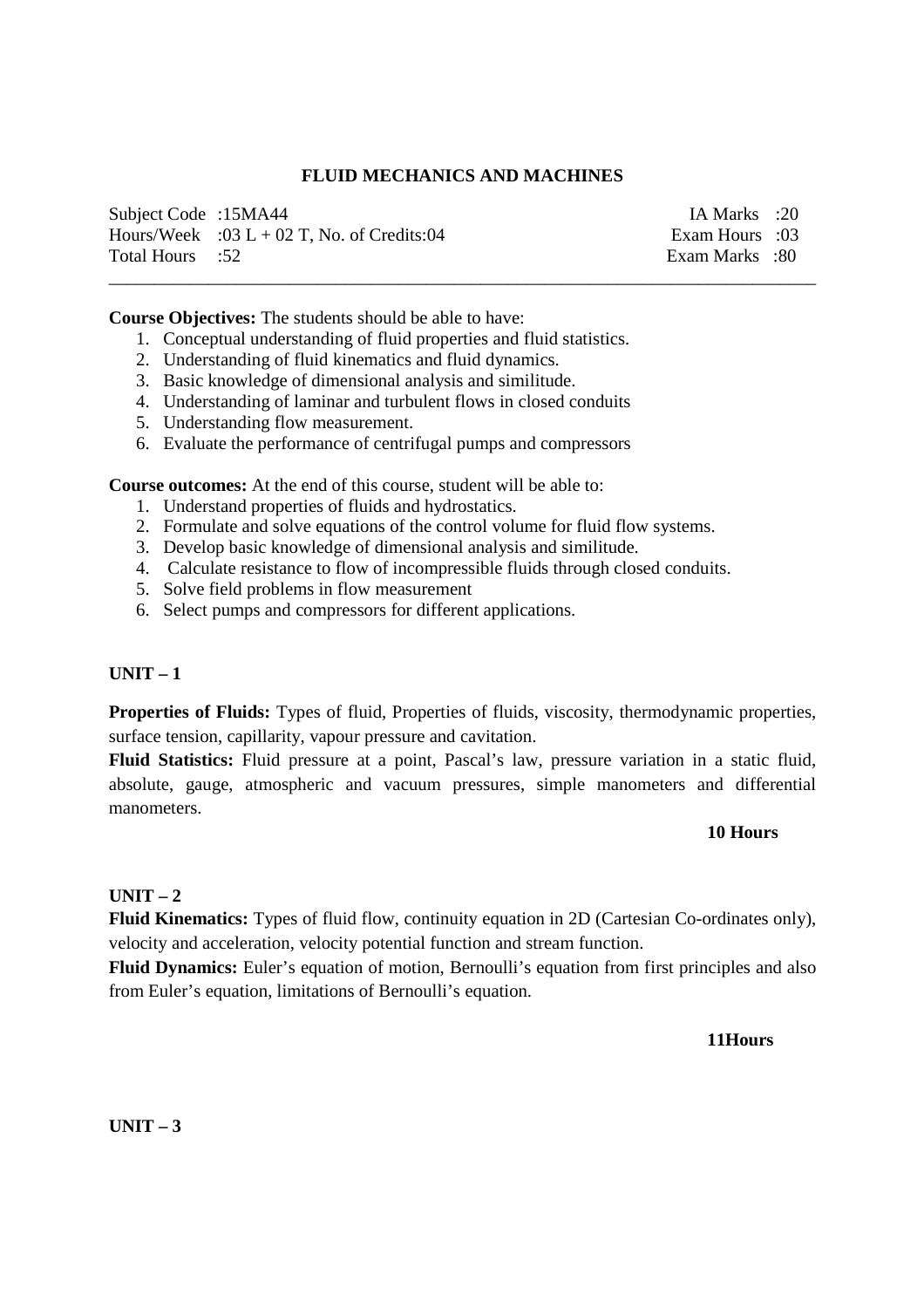## FLUID MECHANICS AND MACHINES

| | | |
|---|---|---|
| Subject Code :15MA44 | | IA Marks :20 |
| Hours/Week :03 L + 02 T, No. of Credits:04 | | Exam Hours :03 |
| Total Hours :52 | | Exam Marks :80 |

---

**Course Objectives:** The students should be able to have:

1. Conceptual understanding of fluid properties and fluid statistics.
2. Understanding of fluid kinematics and fluid dynamics.
3. Basic knowledge of dimensional analysis and similitude.
4. Understanding of laminar and turbulent flows in closed conduits
5. Understanding flow measurement.
6. Evaluate the performance of centrifugal pumps and compressors

**Course outcomes:** At the end of this course, student will be able to:

1. Understand properties of fluids and hydrostatics.
2. Formulate and solve equations of the control volume for fluid flow systems.
3. Develop basic knowledge of dimensional analysis and similitude.
4. Calculate resistance to flow of incompressible fluids through closed conduits.
5. Solve field problems in flow measurement
6. Select pumps and compressors for different applications.

### UNIT – 1

**Properties of Fluids:** Types of fluid, Properties of fluids, viscosity, thermodynamic properties, surface tension, capillarity, vapour pressure and cavitation.

**Fluid Statistics:** Fluid pressure at a point, Pascal's law, pressure variation in a static fluid, absolute, gauge, atmospheric and vacuum pressures, simple manometers and differential manometers.

**10 Hours**

### UNIT – 2

**Fluid Kinematics:** Types of fluid flow, continuity equation in 2D (Cartesian Co-ordinates only), velocity and acceleration, velocity potential function and stream function.

**Fluid Dynamics:** Euler's equation of motion, Bernoulli's equation from first principles and also from Euler's equation, limitations of Bernoulli's equation.

**11Hours**

### UNIT – 3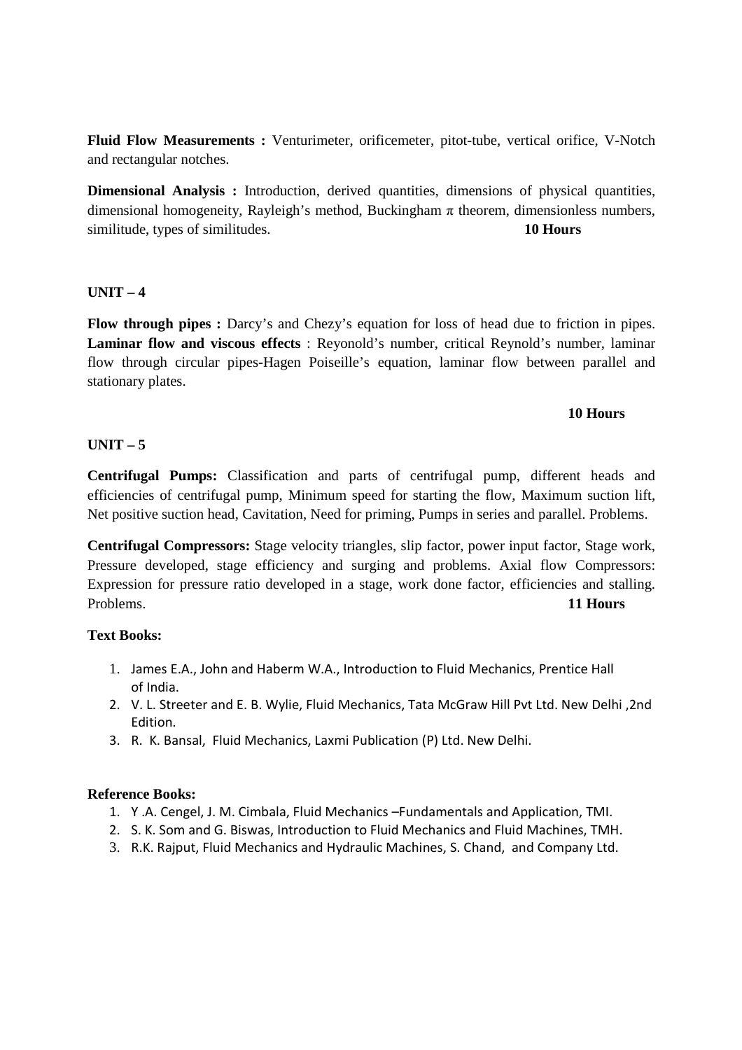**Fluid Flow Measurements :** Venturimeter, orificemeter, pitot-tube, vertical orifice, V-Notch and rectangular notches.

**Dimensional Analysis :** Introduction, derived quantities, dimensions of physical quantities, dimensional homogeneity, Rayleigh's method, Buckingham π theorem, dimensionless numbers, similitude, types of similitudes. **10 Hours**

## UNIT – 4

**Flow through pipes :** Darcy's and Chezy's equation for loss of head due to friction in pipes. **Laminar flow and viscous effects** : Reyonold's number, critical Reynold's number, laminar flow through circular pipes-Hagen Poiseille's equation, laminar flow between parallel and stationary plates.

**10 Hours**

## UNIT – 5

**Centrifugal Pumps:** Classification and parts of centrifugal pump, different heads and efficiencies of centrifugal pump, Minimum speed for starting the flow, Maximum suction lift, Net positive suction head, Cavitation, Need for priming, Pumps in series and parallel. Problems.

**Centrifugal Compressors:** Stage velocity triangles, slip factor, power input factor, Stage work, Pressure developed, stage efficiency and surging and problems. Axial flow Compressors: Expression for pressure ratio developed in a stage, work done factor, efficiencies and stalling. Problems. **11 Hours**

**Text Books:**

1. James E.A., John and Haberm W.A., Introduction to Fluid Mechanics, Prentice Hall of India.
2. V. L. Streeter and E. B. Wylie, Fluid Mechanics, Tata McGraw Hill Pvt Ltd. New Delhi ,2nd Edition.
3. R. K. Bansal, Fluid Mechanics, Laxmi Publication (P) Ltd. New Delhi.

**Reference Books:**

1. Y .A. Cengel, J. M. Cimbala, Fluid Mechanics –Fundamentals and Application, TMI.
2. S. K. Som and G. Biswas, Introduction to Fluid Mechanics and Fluid Machines, TMH.
3. R.K. Rajput, Fluid Mechanics and Hydraulic Machines, S. Chand, and Company Ltd.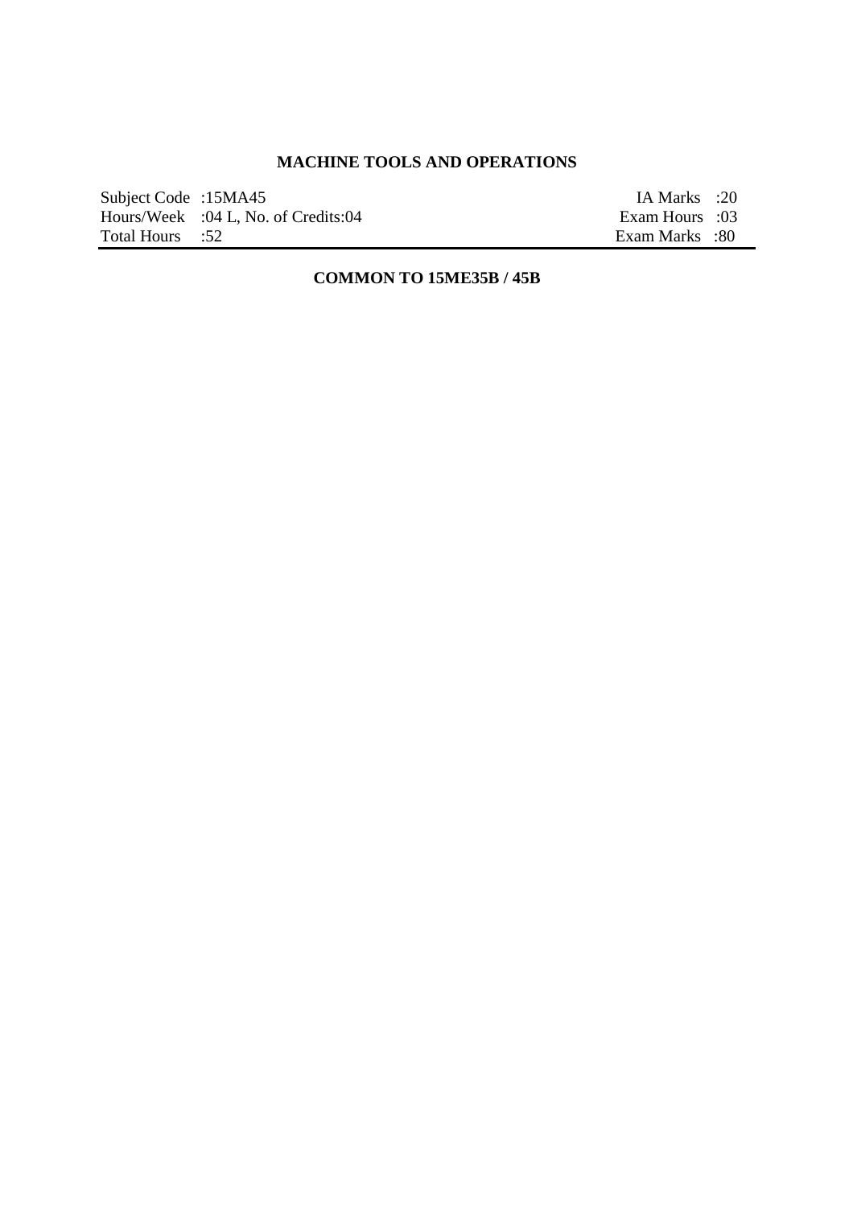## MACHINE TOOLS AND OPERATIONS

| | | | |
|---|---|---|---|
| Subject Code | :15MA45 | IA Marks | :20 |
| Hours/Week | :04 L, No. of Credits:04 | Exam Hours | :03 |
| Total Hours | :52 | Exam Marks | :80 |

**COMMON TO 15ME35B / 45B**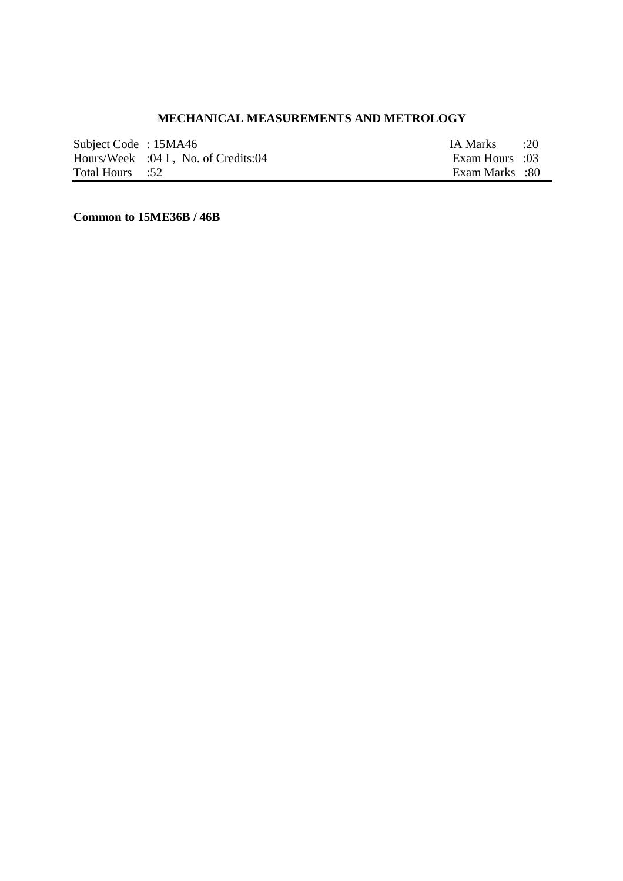# MECHANICAL MEASUREMENTS AND METROLOGY

| Subject Code : 15MA46 | IA Marks :20 |
| --- | --- |
| Hours/Week :04 L, No. of Credits:04 | Exam Hours :03 |
| Total Hours :52 | Exam Marks :80 |

**Common to 15ME36B / 46B**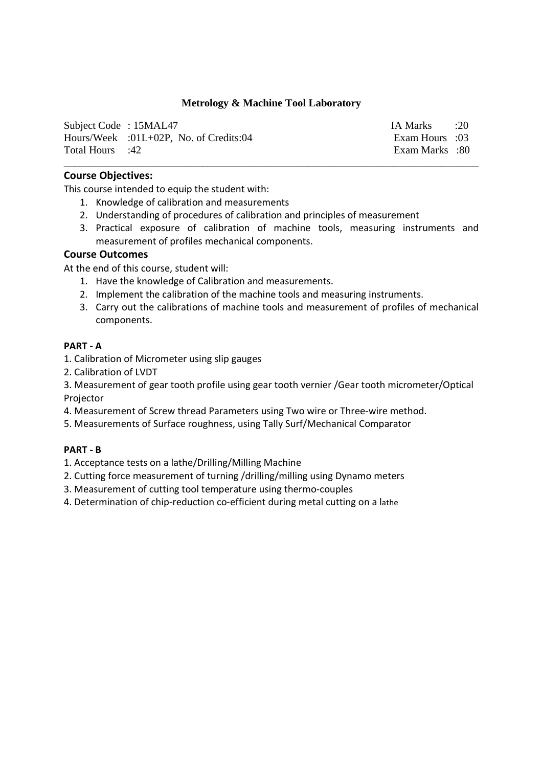## Metrology & Machine Tool Laboratory

| | | |
|---|---|---|
| Subject Code : 15MAL47 | | IA Marks :20 |
| Hours/Week :01L+02P, No. of Credits:04 | | Exam Hours :03 |
| Total Hours :42 | | Exam Marks :80 |

### Course Objectives:

This course intended to equip the student with:

1. Knowledge of calibration and measurements
2. Understanding of procedures of calibration and principles of measurement
3. Practical exposure of calibration of machine tools, measuring instruments and measurement of profiles mechanical components.

### Course Outcomes

At the end of this course, student will:

1. Have the knowledge of Calibration and measurements.
2. Implement the calibration of the machine tools and measuring instruments.
3. Carry out the calibrations of machine tools and measurement of profiles of mechanical components.

**PART - A**

1. Calibration of Micrometer using slip gauges
2. Calibration of LVDT
3. Measurement of gear tooth profile using gear tooth vernier /Gear tooth micrometer/Optical Projector
4. Measurement of Screw thread Parameters using Two wire or Three-wire method.
5. Measurements of Surface roughness, using Tally Surf/Mechanical Comparator

**PART - B**

1. Acceptance tests on a lathe/Drilling/Milling Machine
2. Cutting force measurement of turning /drilling/milling using Dynamo meters
3. Measurement of cutting tool temperature using thermo-couples
4. Determination of chip-reduction co-efficient during metal cutting on a lathe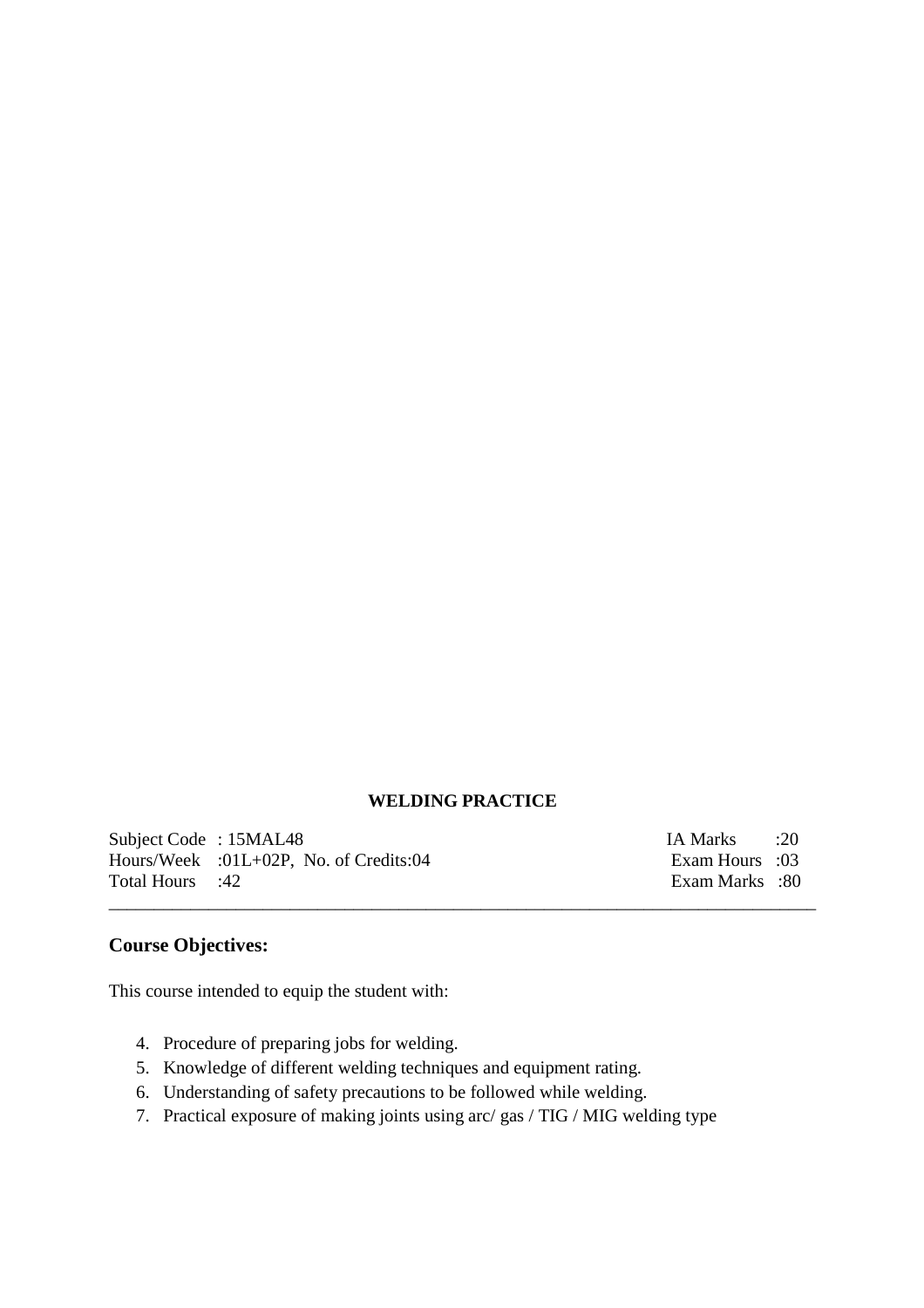**WELDING PRACTICE**

| | | |
|---|---|---|
| Subject Code : 15MAL48 | | IA Marks :20 |
| Hours/Week :01L+02P, No. of Credits:04 | | Exam Hours :03 |
| Total Hours :42 | | Exam Marks :80 |

---

## Course Objectives:

This course intended to equip the student with:

4. Procedure of preparing jobs for welding.
5. Knowledge of different welding techniques and equipment rating.
6. Understanding of safety precautions to be followed while welding.
7. Practical exposure of making joints using arc/ gas / TIG / MIG welding type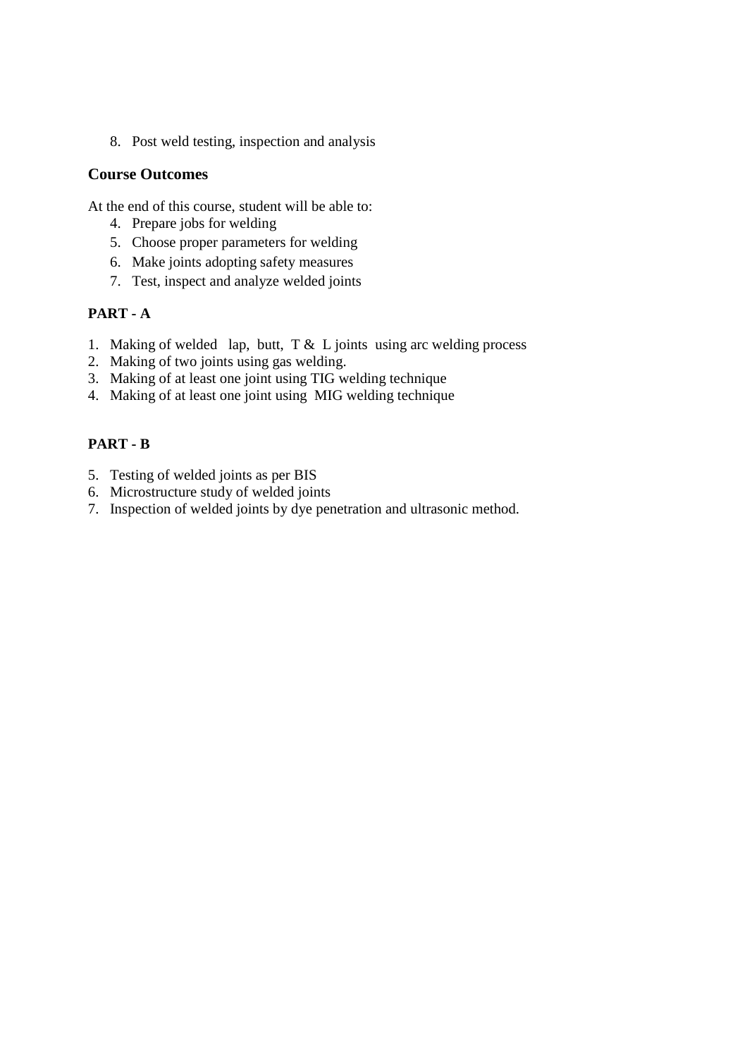8. Post weld testing, inspection and analysis

## Course Outcomes

At the end of this course, student will be able to:

4. Prepare jobs for welding
5. Choose proper parameters for welding
6. Make joints adopting safety measures
7. Test, inspect and analyze welded joints

### PART - A

1. Making of welded lap, butt, T & L joints using arc welding process
2. Making of two joints using gas welding.
3. Making of at least one joint using TIG welding technique
4. Making of at least one joint using MIG welding technique

### PART - B

5. Testing of welded joints as per BIS
6. Microstructure study of welded joints
7. Inspection of welded joints by dye penetration and ultrasonic method.